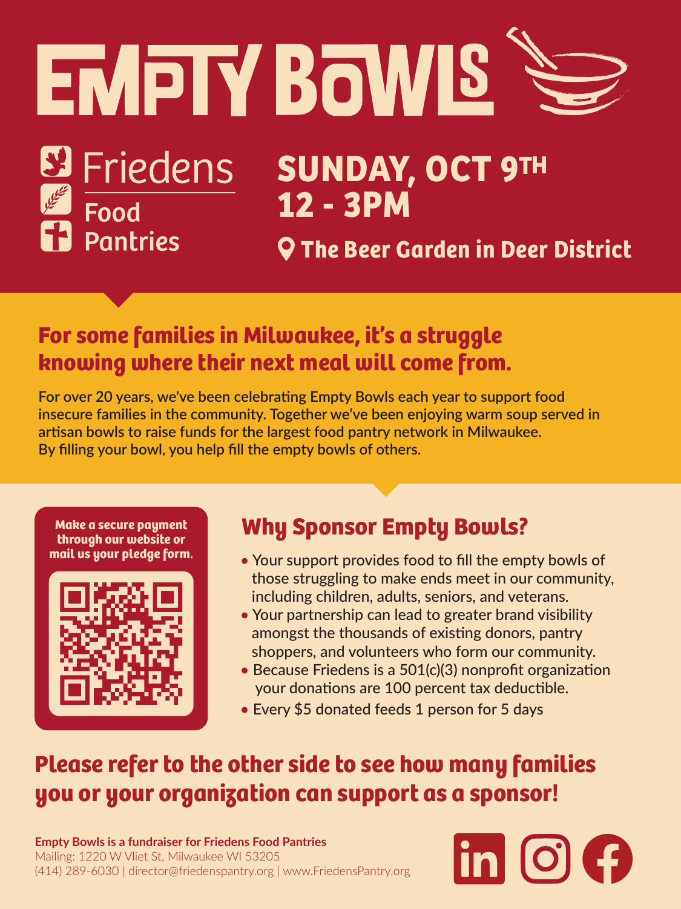# EMPTY BOWLS

Friedens Food Pantries

## SUNDAY, OCT 9TH
## 12 - 3PM

The Beer Garden in Deer District

## For some families in Milwaukee, it's a struggle knowing where their next meal will come from.

**For over 20 years, we've been celebrating Empty Bowls each year to support food insecure families in the community. Together we've been enjoying warm soup served in artisan bowls to raise funds for the largest food pantry network in Milwaukee. By filling your bowl, you help fill the empty bowls of others.**

**Make a secure payment through our website or mail us your pledge form.**

## Why Sponsor Empty Bowls?

- Your support provides food to fill the empty bowls of those struggling to make ends meet in our community, including children, adults, seniors, and veterans.
- Your partnership can lead to greater brand visibility amongst the thousands of existing donors, pantry shoppers, and volunteers who form our community.
- Because Friedens is a 501(c)(3) nonprofit organization your donations are 100 percent tax deductible.
- Every $5 donated feeds 1 person for 5 days

## Please refer to the other side to see how many families you or your organization can support as a sponsor!

**Empty Bowls is a fundraiser for Friedens Food Pantries**
Mailing: 1220 W Vliet St, Milwaukee WI 53205
(414) 289-6030 | director@friedenspantry.org | www.FriedensPantry.org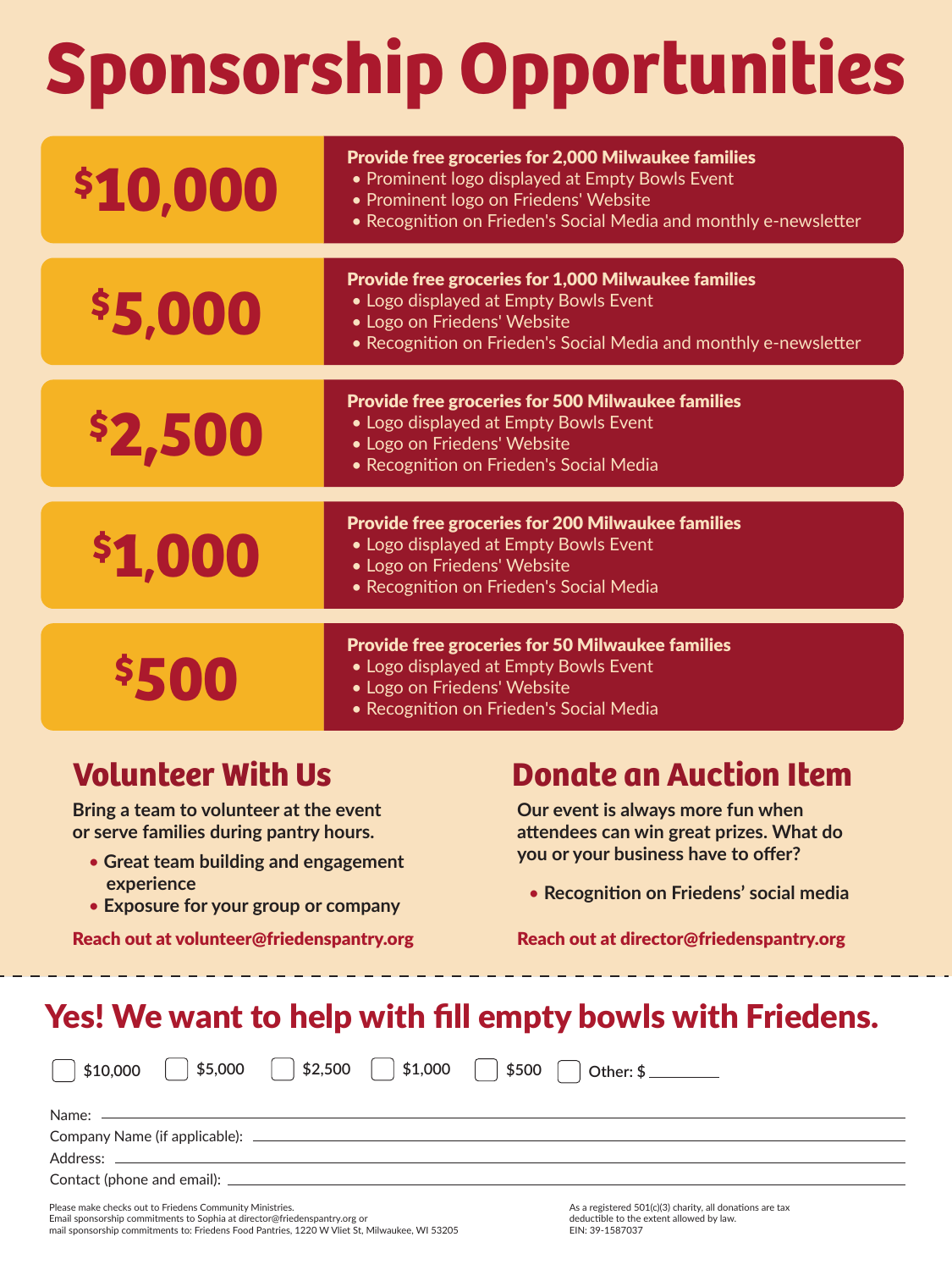# Sponsorship Opportunities

## $10,000

**Provide free groceries for 2,000 Milwaukee families**

- Prominent logo displayed at Empty Bowls Event
- Prominent logo on Friedens' Website
- Recognition on Frieden's Social Media and monthly e-newsletter

## $5,000

**Provide free groceries for 1,000 Milwaukee families**

- Logo displayed at Empty Bowls Event
- Logo on Friedens' Website
- Recognition on Frieden's Social Media and monthly e-newsletter

## $2,500

**Provide free groceries for 500 Milwaukee families**

- Logo displayed at Empty Bowls Event
- Logo on Friedens' Website
- Recognition on Frieden's Social Media

## $1,000

**Provide free groceries for 200 Milwaukee families**

- Logo displayed at Empty Bowls Event
- Logo on Friedens' Website
- Recognition on Frieden's Social Media

## $500

**Provide free groceries for 50 Milwaukee families**

- Logo displayed at Empty Bowls Event
- Logo on Friedens' Website
- Recognition on Frieden's Social Media

## Volunteer With Us

**Bring a team to volunteer at the event or serve families during pantry hours.**

- **Great team building and engagement experience**
- **Exposure for your group or company**

**Reach out at volunteer@friedenspantry.org**

## Donate an Auction Item

**Our event is always more fun when attendees can win great prizes. What do you or your business have to offer?**

- **Recognition on Friedens' social media**

**Reach out at director@friedenspantry.org**

---

## Yes! We want to help with fill empty bowls with Friedens.

☐ $10,000 ☐ $5,000 ☐ $2,500 ☐ $1,000 ☐ $500 ☐ Other: $ ________

Name: ____________________

Company Name (if applicable): ____________________

Address: ____________________

Contact (phone and email): ____________________

Please make checks out to Friedens Community Ministries.
Email sponsorship commitments to Sophia at director@friedenspantry.org or
mail sponsorship commitments to: Friedens Food Pantries, 1220 W Vliet St, Milwaukee, WI 53205

As a registered 501(c)(3) charity, all donations are tax deductible to the extent allowed by law.
EIN: 39-1587037